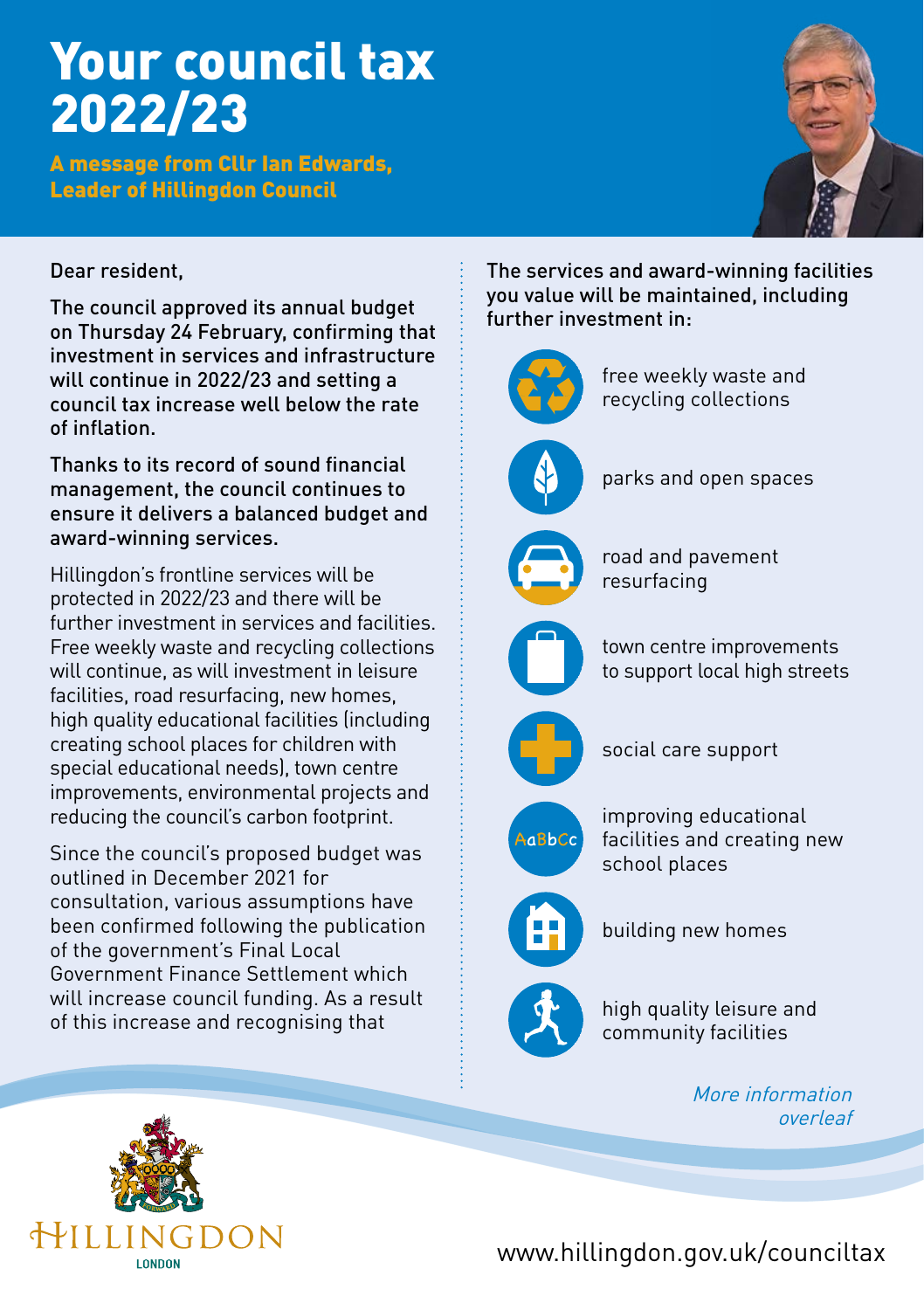# Your council tax 2022/23

**A message from Cllr Ian Edwards, Leader of Hillingdon Council**

Dear resident,

**The council approved its annual budget on Thursday 24 February, confirming that investment in services and infrastructure will continue in 2022/23 and setting a council tax increase well below the rate of inflation.**

**Thanks to its record of sound financial management, the council continues to ensure it delivers a balanced budget and award-winning services.**

Hillingdon's frontline services will be protected in 2022/23 and there will be further investment in services and facilities. Free weekly waste and recycling collections will continue, as will investment in leisure facilities, road resurfacing, new homes, high quality educational facilities (including creating school places for children with special educational needs), town centre improvements, environmental projects and reducing the council's carbon footprint.

Since the council's proposed budget was outlined in December 2021 for consultation, various assumptions have been confirmed following the publication of the government's Final Local Government Finance Settlement which will increase council funding. As a result of this increase and recognising that

**The services and award-winning facilities you value will be maintained, including further investment in:**

- free weekly waste and recycling collections
- parks and open spaces
- road and pavement resurfacing
- town centre improvements to support local high streets
- social care support
- improving educational facilities and creating new school places
- building new homes
- high quality leisure and community facilities

*More information overleaf*

HILLINGDON LONDON

www.hillingdon.gov.uk/counciltax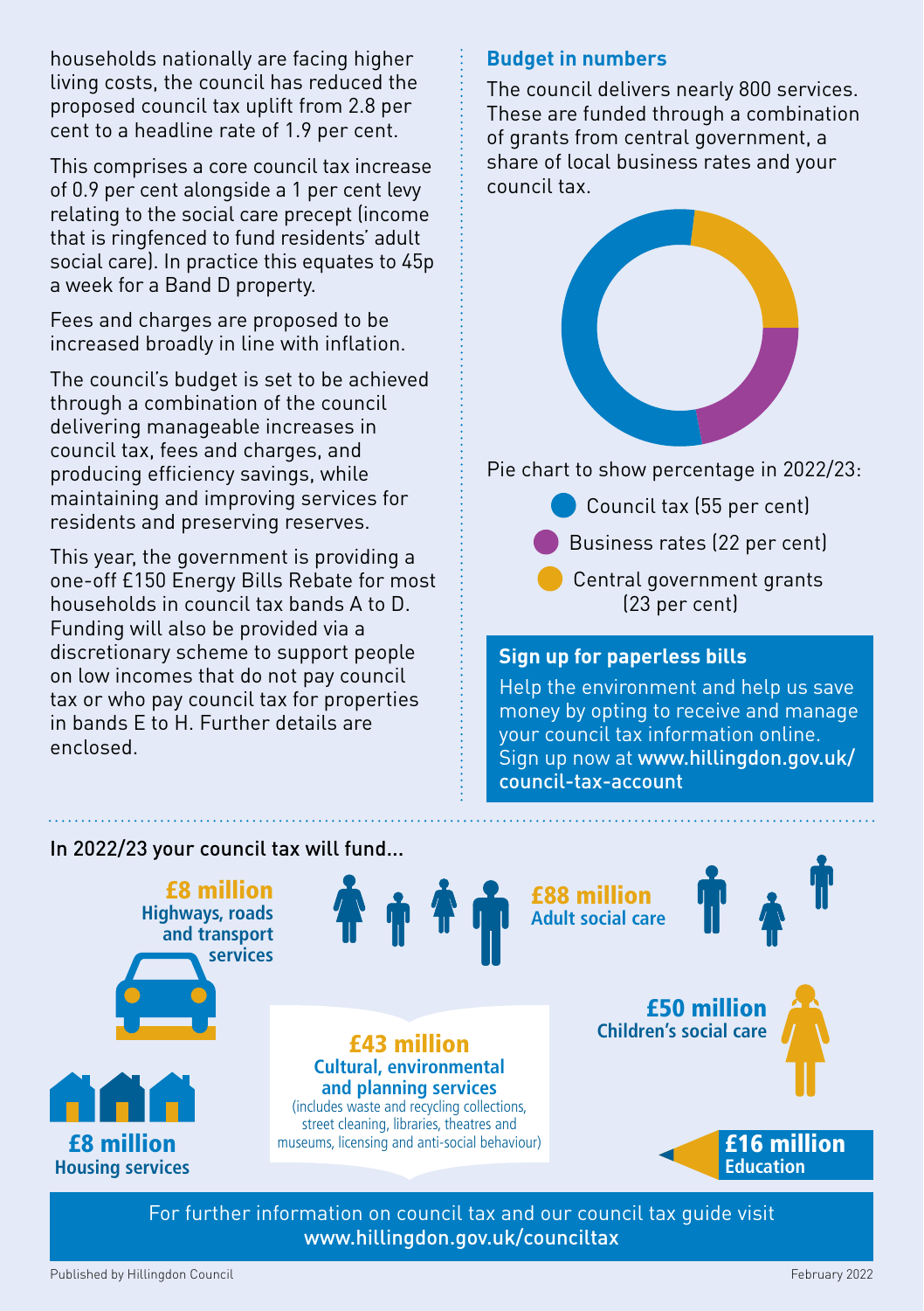households nationally are facing higher living costs, the council has reduced the proposed council tax uplift from 2.8 per cent to a headline rate of 1.9 per cent.

This comprises a core council tax increase of 0.9 per cent alongside a 1 per cent levy relating to the social care precept (income that is ringfenced to fund residents' adult social care). In practice this equates to 45p a week for a Band D property.

Fees and charges are proposed to be increased broadly in line with inflation.

The council's budget is set to be achieved through a combination of the council delivering manageable increases in council tax, fees and charges, and producing efficiency savings, while maintaining and improving services for residents and preserving reserves.

This year, the government is providing a one-off £150 Energy Bills Rebate for most households in council tax bands A to D. Funding will also be provided via a discretionary scheme to support people on low incomes that do not pay council tax or who pay council tax for properties in bands E to H. Further details are enclosed.

## Budget in numbers

The council delivers nearly 800 services. These are funded through a combination of grants from central government, a share of local business rates and your council tax.

Pie chart to show percentage in 2022/23:

- Council tax (55 per cent)
- Business rates (22 per cent)
- Central government grants (23 per cent)

### Sign up for paperless bills

Help the environment and help us save money by opting to receive and manage your council tax information online. Sign up now at **www.hillingdon.gov.uk/council-tax-account**

## In 2022/23 your council tax will fund...

**£8 million**
Highways, roads and transport services

**£88 million**
Adult social care

**£43 million**
Cultural, environmental and planning services
(includes waste and recycling collections, street cleaning, libraries, theatres and museums, licensing and anti-social behaviour)

**£50 million**
Children's social care

**£8 million**
Housing services

**£16 million**
Education

For further information on council tax and our council tax guide visit **www.hillingdon.gov.uk/counciltax**

Published by Hillingdon Council

February 2022